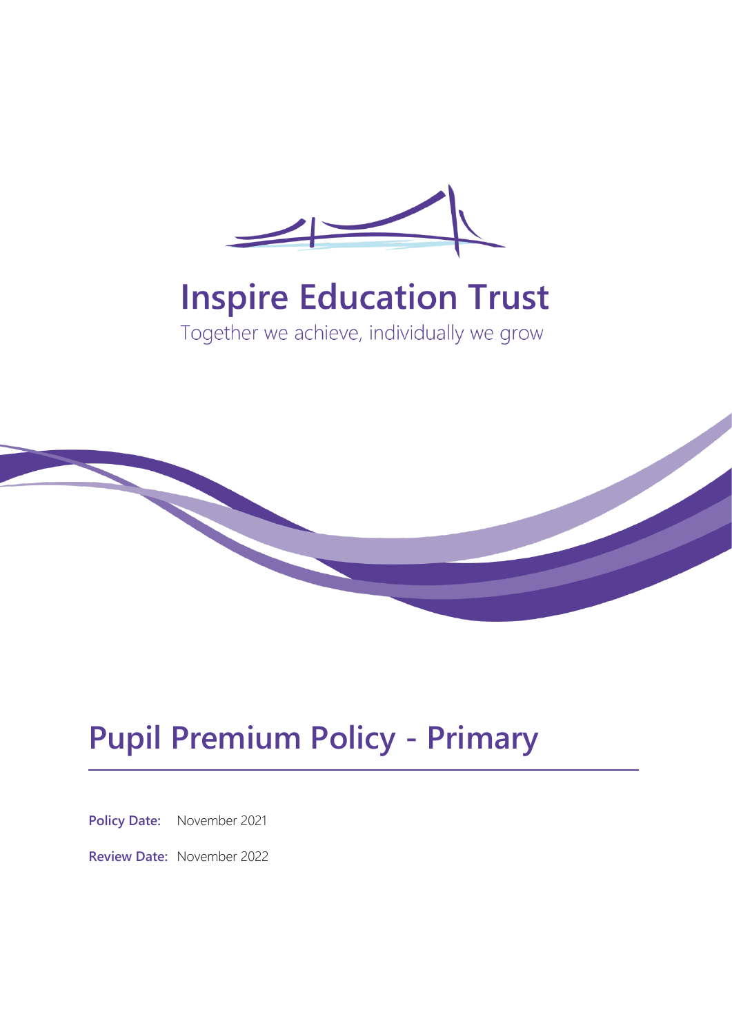# Inspire Education Trust

Together we achieve, individually we grow

# Pupil Premium Policy - Primary

**Policy Date:** November 2021

**Review Date:** November 2022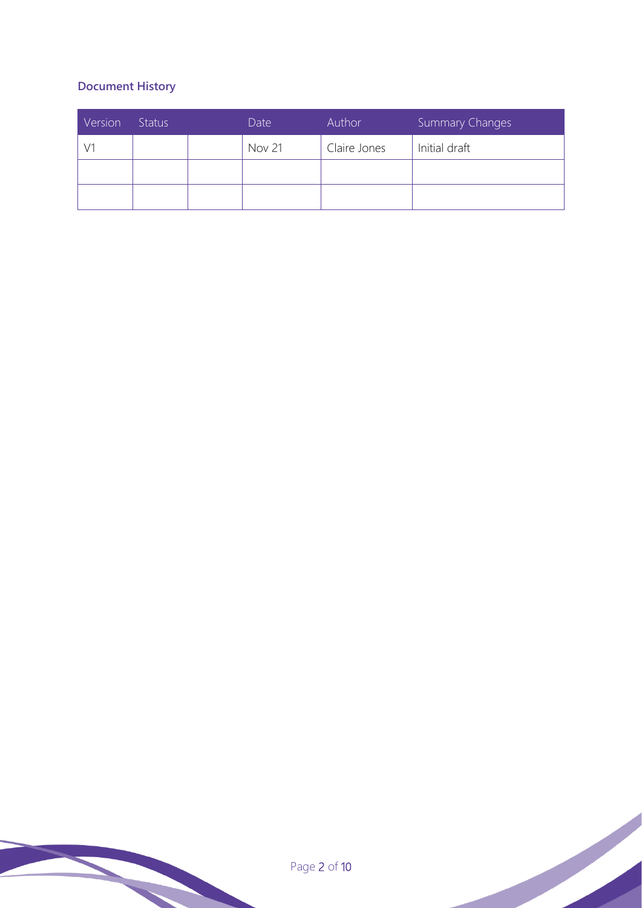### Document History

| Version | Status | | Date | Author | Summary Changes |
|---|---|---|---|---|---|
| V1 | | | Nov 21 | Claire Jones | Initial draft |
| | | | | | |
| | | | | | |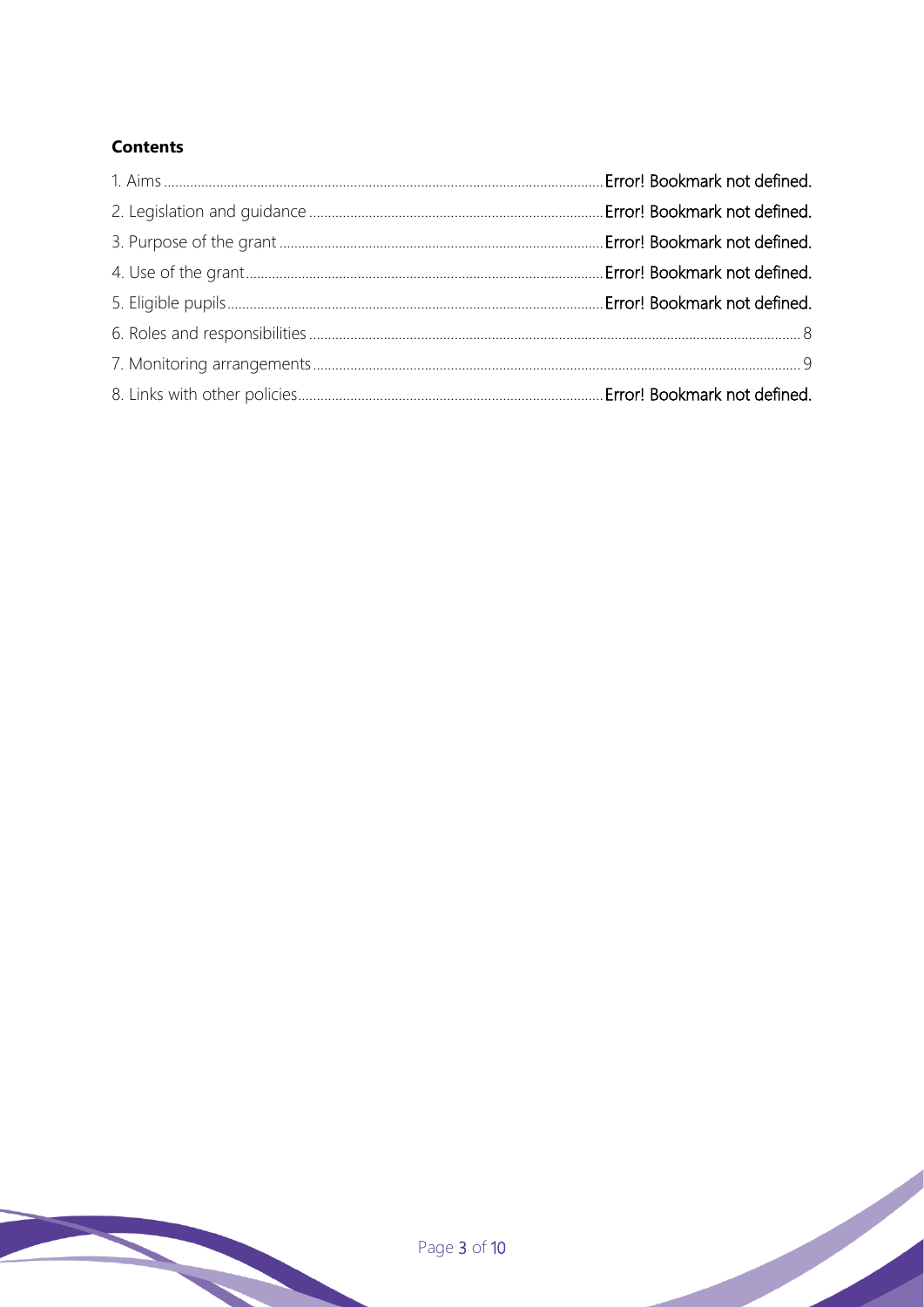**Contents**

1. Aims ........ Error! Bookmark not defined.
2. Legislation and guidance ........ Error! Bookmark not defined.
3. Purpose of the grant ........ Error! Bookmark not defined.
4. Use of the grant ........ Error! Bookmark not defined.
5. Eligible pupils ........ Error! Bookmark not defined.
6. Roles and responsibilities ........ 8
7. Monitoring arrangements ........ 9
8. Links with other policies ........ Error! Bookmark not defined.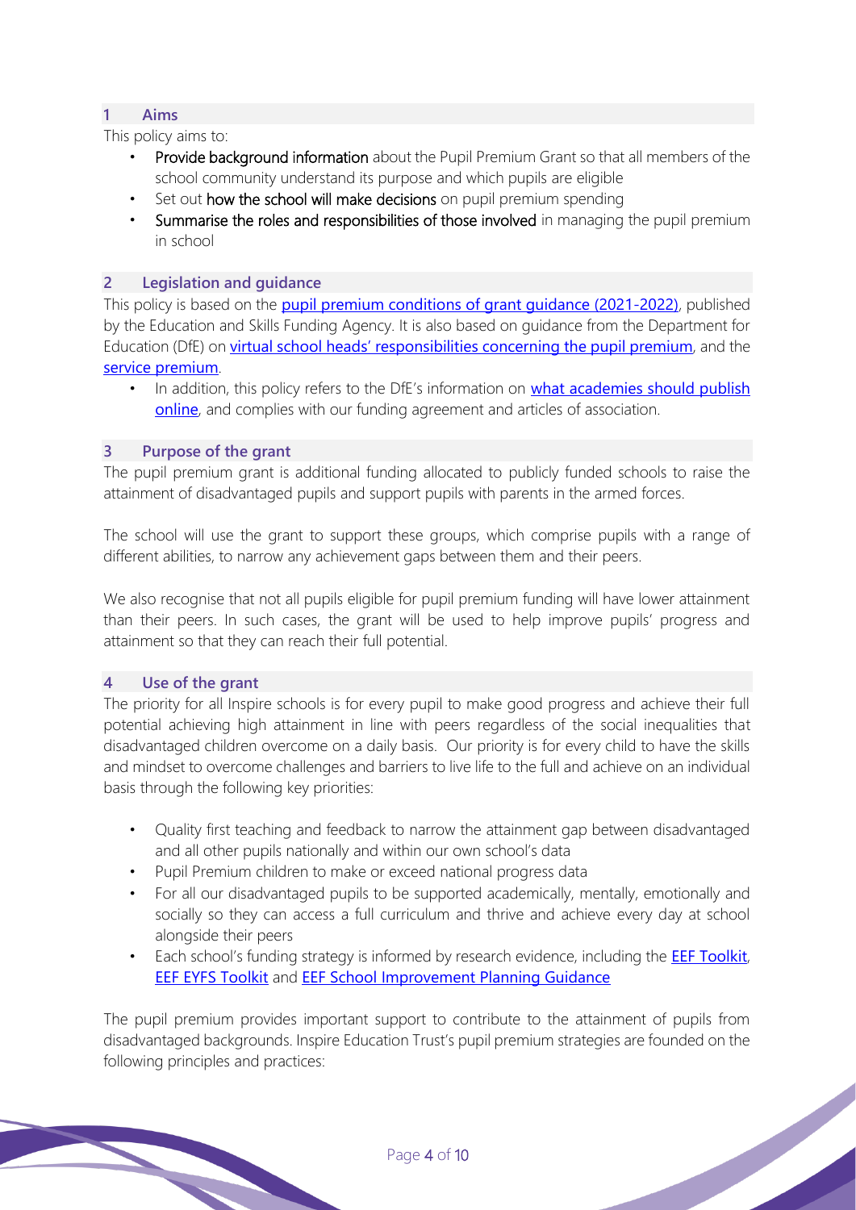## 1 Aims

This policy aims to:

- **Provide background information** about the Pupil Premium Grant so that all members of the school community understand its purpose and which pupils are eligible
- Set out **how the school will make decisions** on pupil premium spending
- **Summarise the roles and responsibilities of those involved** in managing the pupil premium in school

## 2 Legislation and guidance

This policy is based on the pupil premium conditions of grant guidance (2021-2022), published by the Education and Skills Funding Agency. It is also based on guidance from the Department for Education (DfE) on virtual school heads' responsibilities concerning the pupil premium, and the service premium.

- In addition, this policy refers to the DfE's information on what academies should publish online, and complies with our funding agreement and articles of association.

## 3 Purpose of the grant

The pupil premium grant is additional funding allocated to publicly funded schools to raise the attainment of disadvantaged pupils and support pupils with parents in the armed forces.

The school will use the grant to support these groups, which comprise pupils with a range of different abilities, to narrow any achievement gaps between them and their peers.

We also recognise that not all pupils eligible for pupil premium funding will have lower attainment than their peers. In such cases, the grant will be used to help improve pupils' progress and attainment so that they can reach their full potential.

## 4 Use of the grant

The priority for all Inspire schools is for every pupil to make good progress and achieve their full potential achieving high attainment in line with peers regardless of the social inequalities that disadvantaged children overcome on a daily basis. Our priority is for every child to have the skills and mindset to overcome challenges and barriers to live life to the full and achieve on an individual basis through the following key priorities:

- Quality first teaching and feedback to narrow the attainment gap between disadvantaged and all other pupils nationally and within our own school's data
- Pupil Premium children to make or exceed national progress data
- For all our disadvantaged pupils to be supported academically, mentally, emotionally and socially so they can access a full curriculum and thrive and achieve every day at school alongside their peers
- Each school's funding strategy is informed by research evidence, including the EEF Toolkit, EEF EYFS Toolkit and EEF School Improvement Planning Guidance

The pupil premium provides important support to contribute to the attainment of pupils from disadvantaged backgrounds. Inspire Education Trust's pupil premium strategies are founded on the following principles and practices: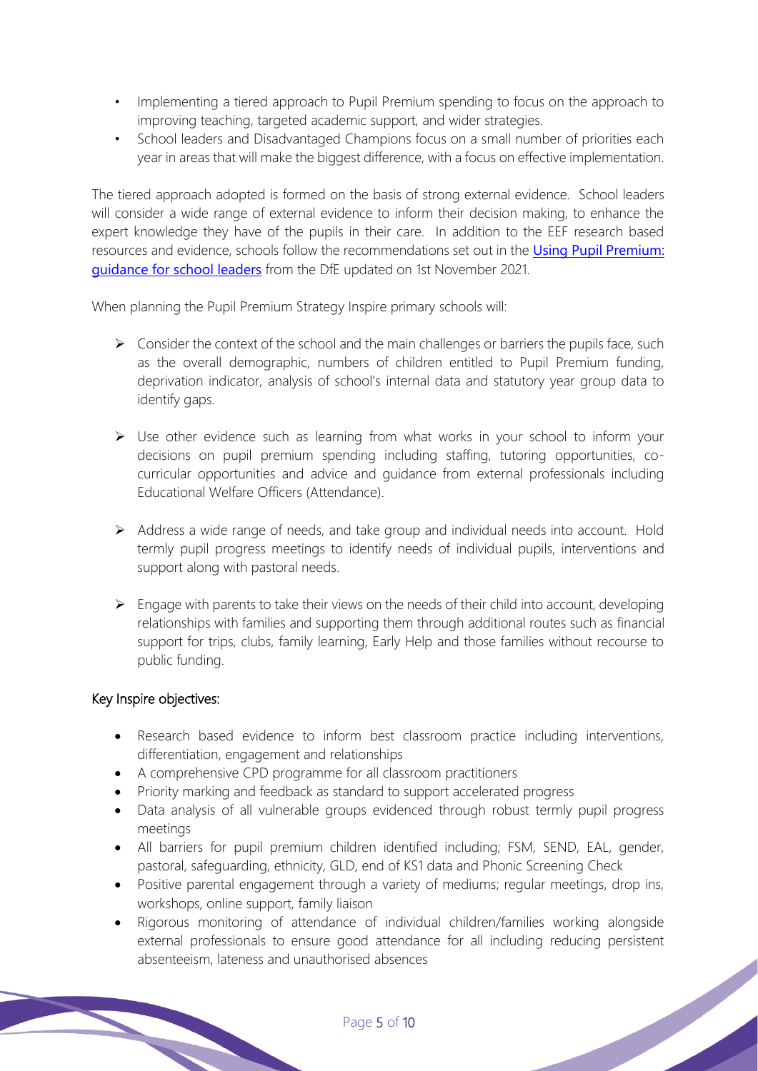- Implementing a tiered approach to Pupil Premium spending to focus on the approach to improving teaching, targeted academic support, and wider strategies.
- School leaders and Disadvantaged Champions focus on a small number of priorities each year in areas that will make the biggest difference, with a focus on effective implementation.

The tiered approach adopted is formed on the basis of strong external evidence. School leaders will consider a wide range of external evidence to inform their decision making, to enhance the expert knowledge they have of the pupils in their care. In addition to the EEF research based resources and evidence, schools follow the recommendations set out in the [Using Pupil Premium: guidance for school leaders]() from the DfE updated on 1st November 2021.

When planning the Pupil Premium Strategy Inspire primary schools will:

- Consider the context of the school and the main challenges or barriers the pupils face, such as the overall demographic, numbers of children entitled to Pupil Premium funding, deprivation indicator, analysis of school's internal data and statutory year group data to identify gaps.

- Use other evidence such as learning from what works in your school to inform your decisions on pupil premium spending including staffing, tutoring opportunities, co-curricular opportunities and advice and guidance from external professionals including Educational Welfare Officers (Attendance).

- Address a wide range of needs, and take group and individual needs into account. Hold termly pupil progress meetings to identify needs of individual pupils, interventions and support along with pastoral needs.

- Engage with parents to take their views on the needs of their child into account, developing relationships with families and supporting them through additional routes such as financial support for trips, clubs, family learning, Early Help and those families without recourse to public funding.

## Key Inspire objectives:

- Research based evidence to inform best classroom practice including interventions, differentiation, engagement and relationships
- A comprehensive CPD programme for all classroom practitioners
- Priority marking and feedback as standard to support accelerated progress
- Data analysis of all vulnerable groups evidenced through robust termly pupil progress meetings
- All barriers for pupil premium children identified including; FSM, SEND, EAL, gender, pastoral, safeguarding, ethnicity, GLD, end of KS1 data and Phonic Screening Check
- Positive parental engagement through a variety of mediums; regular meetings, drop ins, workshops, online support, family liaison
- Rigorous monitoring of attendance of individual children/families working alongside external professionals to ensure good attendance for all including reducing persistent absenteeism, lateness and unauthorised absences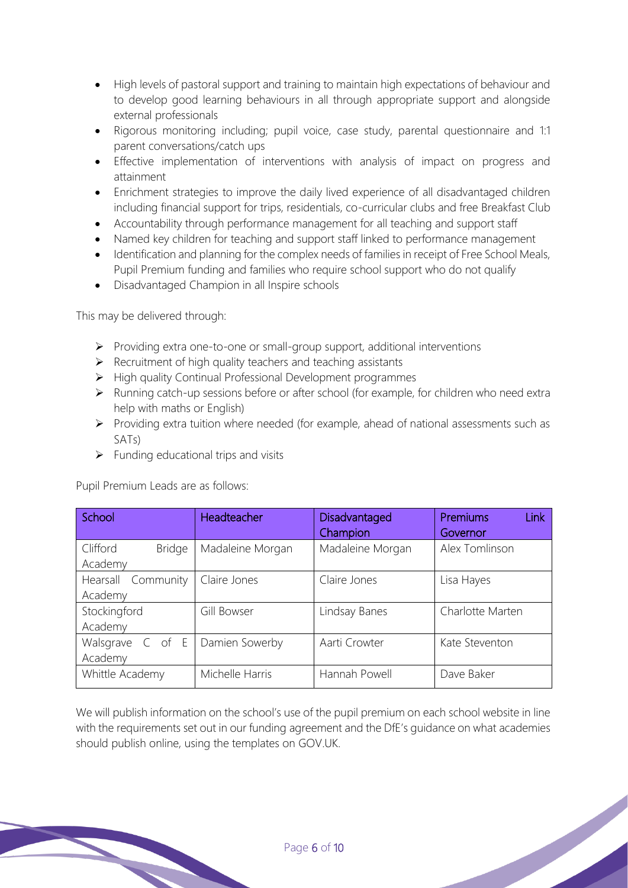- High levels of pastoral support and training to maintain high expectations of behaviour and to develop good learning behaviours in all through appropriate support and alongside external professionals
- Rigorous monitoring including; pupil voice, case study, parental questionnaire and 1:1 parent conversations/catch ups
- Effective implementation of interventions with analysis of impact on progress and attainment
- Enrichment strategies to improve the daily lived experience of all disadvantaged children including financial support for trips, residentials, co-curricular clubs and free Breakfast Club
- Accountability through performance management for all teaching and support staff
- Named key children for teaching and support staff linked to performance management
- Identification and planning for the complex needs of families in receipt of Free School Meals, Pupil Premium funding and families who require school support who do not qualify
- Disadvantaged Champion in all Inspire schools

This may be delivered through:

- Providing extra one-to-one or small-group support, additional interventions
- Recruitment of high quality teachers and teaching assistants
- High quality Continual Professional Development programmes
- Running catch-up sessions before or after school (for example, for children who need extra help with maths or English)
- Providing extra tuition where needed (for example, ahead of national assessments such as SATs)
- Funding educational trips and visits

Pupil Premium Leads are as follows:

| School | Headteacher | Disadvantaged Champion | Premiums Link Governor |
|---|---|---|---|
| Clifford Bridge Academy | Madaleine Morgan | Madaleine Morgan | Alex Tomlinson |
| Hearsall Community Academy | Claire Jones | Claire Jones | Lisa Hayes |
| Stockingford Academy | Gill Bowser | Lindsay Banes | Charlotte Marten |
| Walsgrave C of E Academy | Damien Sowerby | Aarti Crowter | Kate Steventon |
| Whittle Academy | Michelle Harris | Hannah Powell | Dave Baker |

We will publish information on the school's use of the pupil premium on each school website in line with the requirements set out in our funding agreement and the DfE's guidance on what academies should publish online, using the templates on GOV.UK.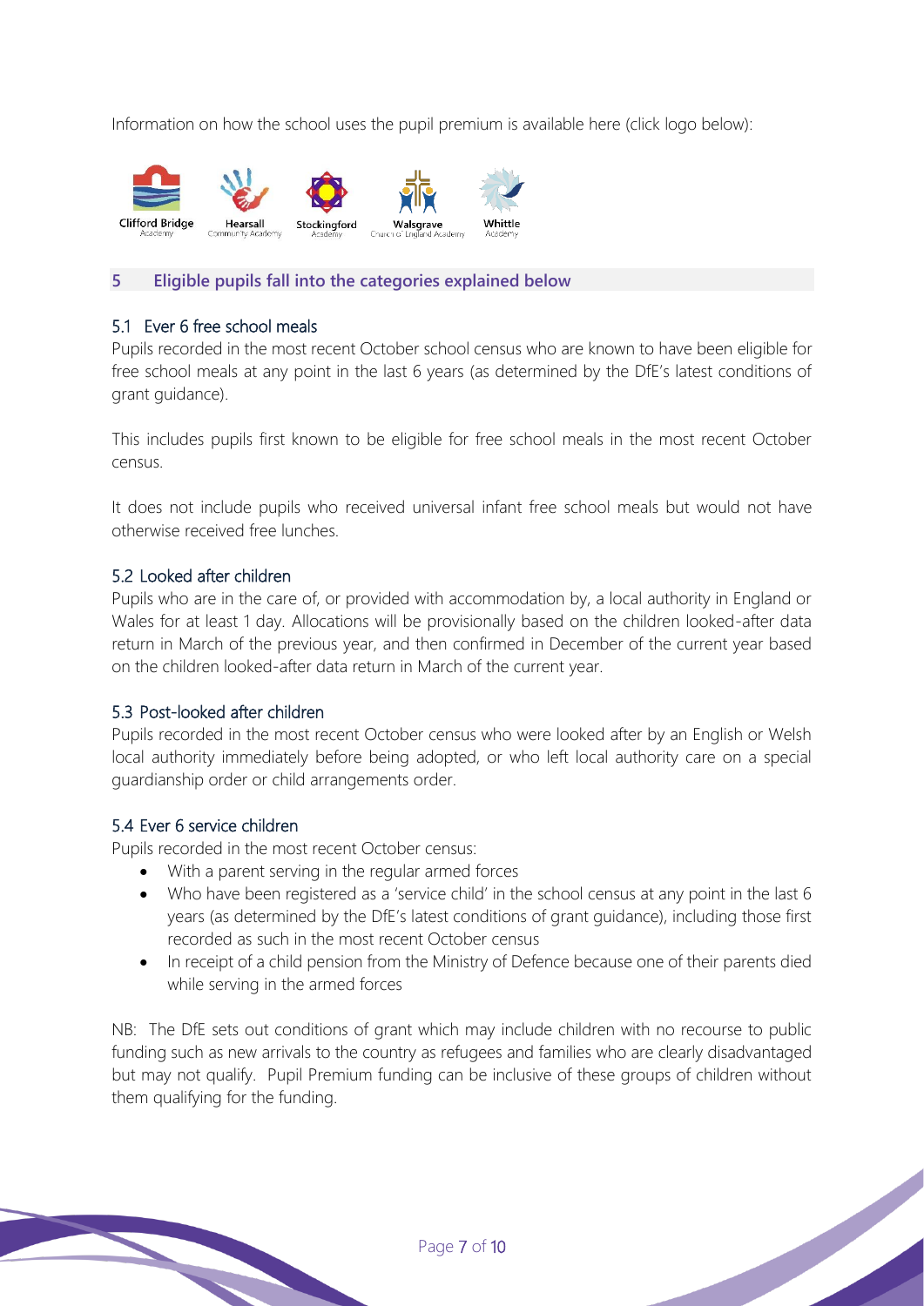Information on how the school uses the pupil premium is available here (click logo below):

Clifford Bridge Academy | Hearsall Community Academy | Stockingford Academy | Walsgrave Church of England Academy | Whittle Academy

## 5 Eligible pupils fall into the categories explained below

### 5.1 Ever 6 free school meals

Pupils recorded in the most recent October school census who are known to have been eligible for free school meals at any point in the last 6 years (as determined by the DfE's latest conditions of grant guidance).

This includes pupils first known to be eligible for free school meals in the most recent October census.

It does not include pupils who received universal infant free school meals but would not have otherwise received free lunches.

### 5.2 Looked after children

Pupils who are in the care of, or provided with accommodation by, a local authority in England or Wales for at least 1 day. Allocations will be provisionally based on the children looked-after data return in March of the previous year, and then confirmed in December of the current year based on the children looked-after data return in March of the current year.

### 5.3 Post-looked after children

Pupils recorded in the most recent October census who were looked after by an English or Welsh local authority immediately before being adopted, or who left local authority care on a special guardianship order or child arrangements order.

### 5.4 Ever 6 service children

Pupils recorded in the most recent October census:

- With a parent serving in the regular armed forces
- Who have been registered as a 'service child' in the school census at any point in the last 6 years (as determined by the DfE's latest conditions of grant guidance), including those first recorded as such in the most recent October census
- In receipt of a child pension from the Ministry of Defence because one of their parents died while serving in the armed forces

NB: The DfE sets out conditions of grant which may include children with no recourse to public funding such as new arrivals to the country as refugees and families who are clearly disadvantaged but may not qualify. Pupil Premium funding can be inclusive of these groups of children without them qualifying for the funding.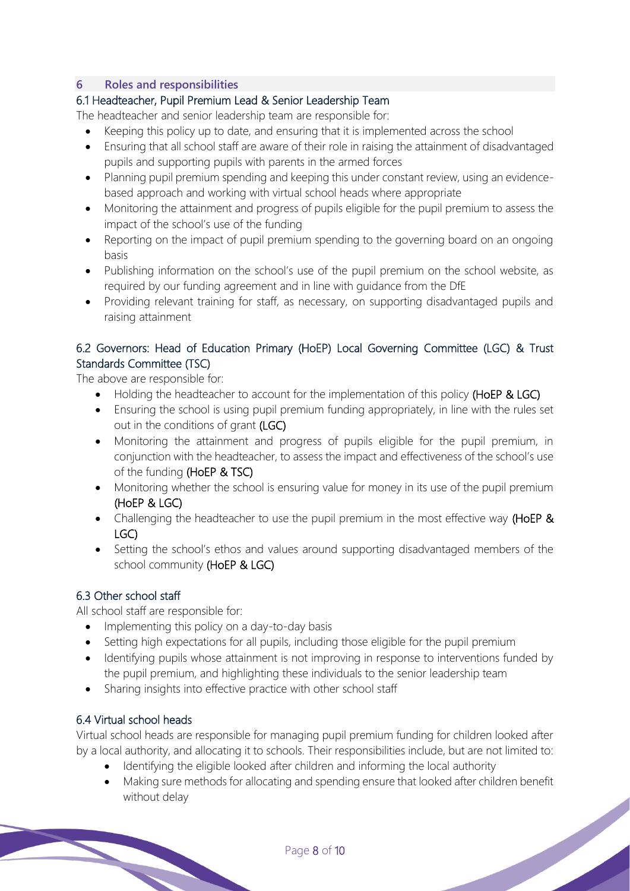## 6 Roles and responsibilities

### 6.1 Headteacher, Pupil Premium Lead & Senior Leadership Team

The headteacher and senior leadership team are responsible for:

- Keeping this policy up to date, and ensuring that it is implemented across the school
- Ensuring that all school staff are aware of their role in raising the attainment of disadvantaged pupils and supporting pupils with parents in the armed forces
- Planning pupil premium spending and keeping this under constant review, using an evidence-based approach and working with virtual school heads where appropriate
- Monitoring the attainment and progress of pupils eligible for the pupil premium to assess the impact of the school's use of the funding
- Reporting on the impact of pupil premium spending to the governing board on an ongoing basis
- Publishing information on the school's use of the pupil premium on the school website, as required by our funding agreement and in line with guidance from the DfE
- Providing relevant training for staff, as necessary, on supporting disadvantaged pupils and raising attainment

### 6.2 Governors: Head of Education Primary (HoEP) Local Governing Committee (LGC) & Trust Standards Committee (TSC)

The above are responsible for:

- Holding the headteacher to account for the implementation of this policy (HoEP & LGC)
- Ensuring the school is using pupil premium funding appropriately, in line with the rules set out in the conditions of grant (LGC)
- Monitoring the attainment and progress of pupils eligible for the pupil premium, in conjunction with the headteacher, to assess the impact and effectiveness of the school's use of the funding (HoEP & TSC)
- Monitoring whether the school is ensuring value for money in its use of the pupil premium (HoEP & LGC)
- Challenging the headteacher to use the pupil premium in the most effective way (HoEP & LGC)
- Setting the school's ethos and values around supporting disadvantaged members of the school community (HoEP & LGC)

### 6.3 Other school staff

All school staff are responsible for:

- Implementing this policy on a day-to-day basis
- Setting high expectations for all pupils, including those eligible for the pupil premium
- Identifying pupils whose attainment is not improving in response to interventions funded by the pupil premium, and highlighting these individuals to the senior leadership team
- Sharing insights into effective practice with other school staff

### 6.4 Virtual school heads

Virtual school heads are responsible for managing pupil premium funding for children looked after by a local authority, and allocating it to schools. Their responsibilities include, but are not limited to:

- Identifying the eligible looked after children and informing the local authority
- Making sure methods for allocating and spending ensure that looked after children benefit without delay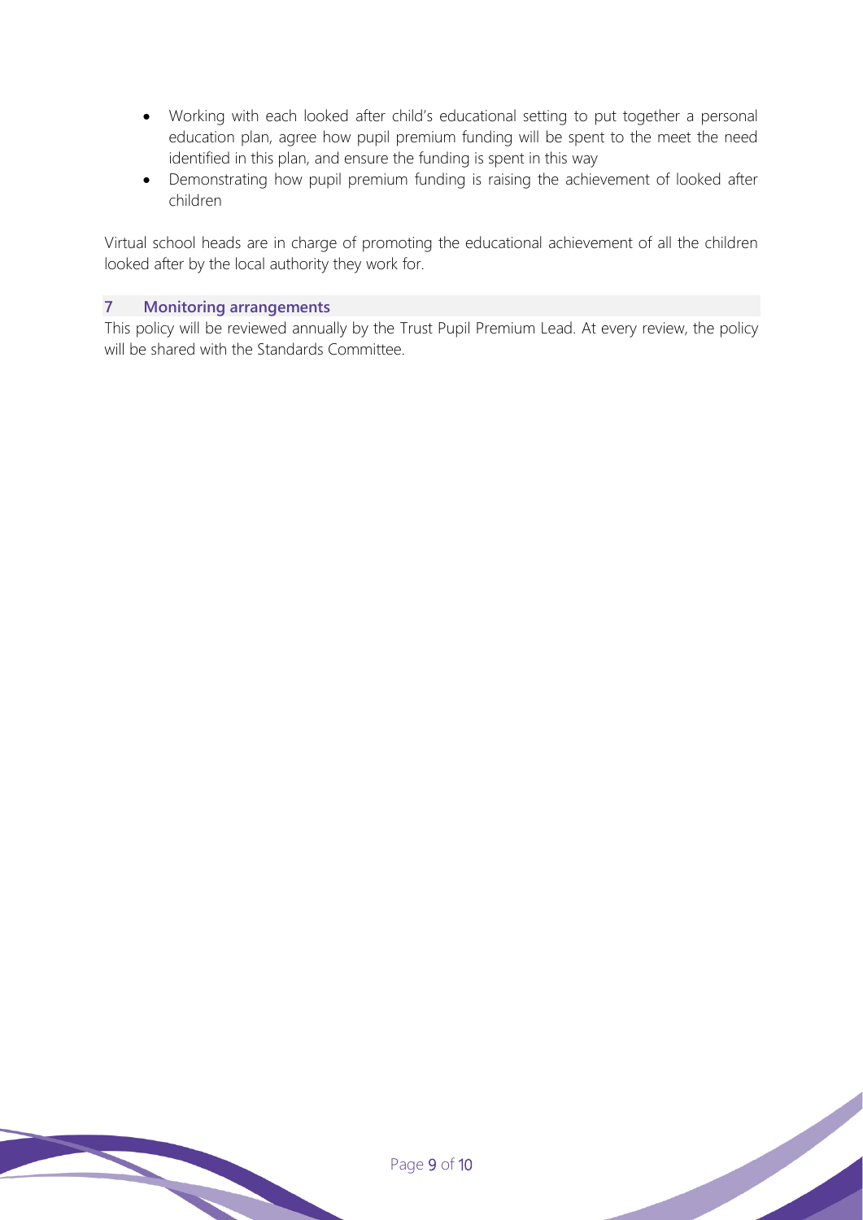- Working with each looked after child's educational setting to put together a personal education plan, agree how pupil premium funding will be spent to the meet the need identified in this plan, and ensure the funding is spent in this way
- Demonstrating how pupil premium funding is raising the achievement of looked after children

Virtual school heads are in charge of promoting the educational achievement of all the children looked after by the local authority they work for.

## 7 Monitoring arrangements

This policy will be reviewed annually by the Trust Pupil Premium Lead. At every review, the policy will be shared with the Standards Committee.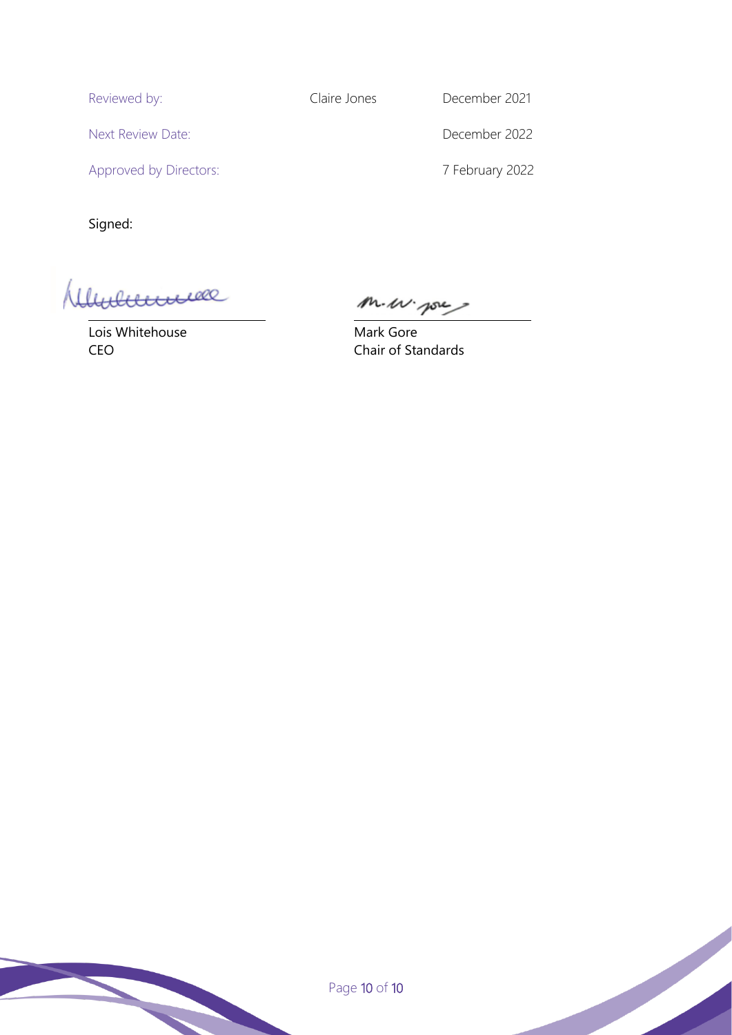| | | |
|---|---|---|
| Reviewed by: | Claire Jones | December 2021 |
| Next Review Date: | | December 2022 |
| Approved by Directors: | | 7 February 2022 |

Signed:

Lois Whitehouse
CEO

Mark Gore
Chair of Standards